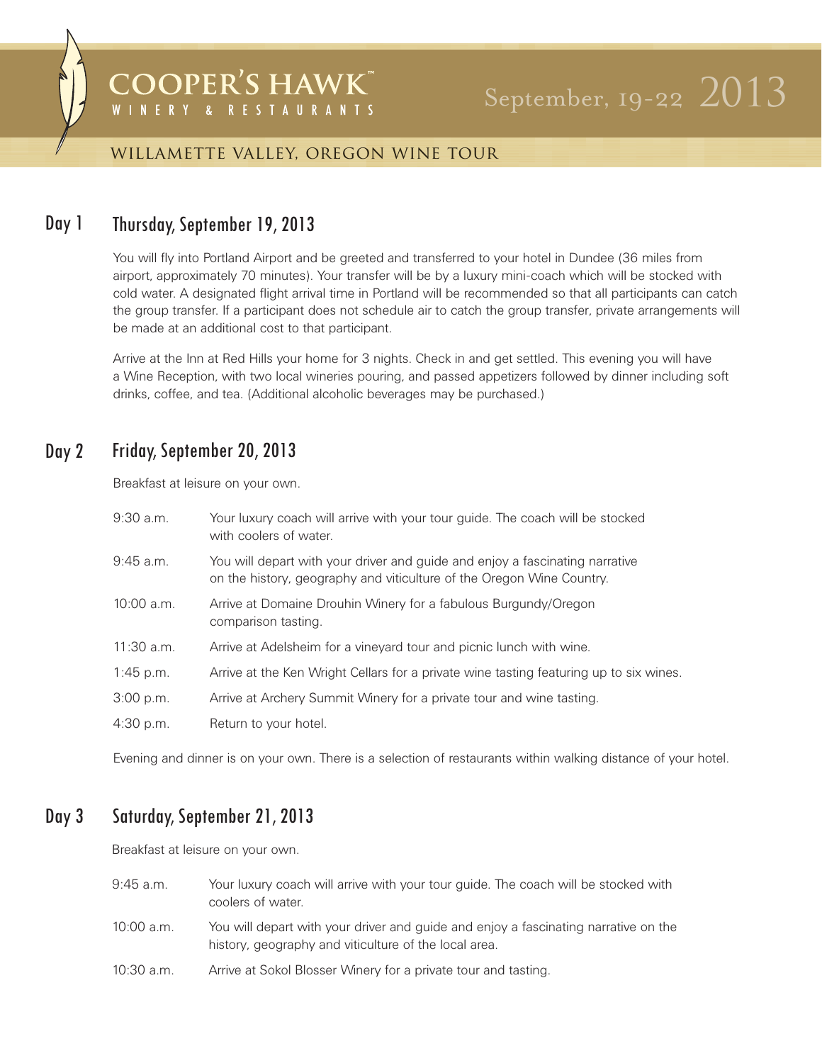# COOPER'S HAWK™ WINERY & RESTAURANTS

## September, 19-22 2013

## WILLAMETTE VALLEY, OREGON WINE TOUR

### Day 1 Thursday, September 19, 2013

You will fly into Portland Airport and be greeted and transferred to your hotel in Dundee (36 miles from airport, approximately 70 minutes). Your transfer will be by a luxury mini-coach which will be stocked with cold water. A designated flight arrival time in Portland will be recommended so that all participants can catch the group transfer. If a participant does not schedule air to catch the group transfer, private arrangements will be made at an additional cost to that participant.

Arrive at the Inn at Red Hills your home for 3 nights. Check in and get settled. This evening you will have a Wine Reception, with two local wineries pouring, and passed appetizers followed by dinner including soft drinks, coffee, and tea. (Additional alcoholic beverages may be purchased.)

### Day 2 Friday, September 20, 2013

Breakfast at leisure on your own.

| | |
|---|---|
| 9:30 a.m. | Your luxury coach will arrive with your tour guide. The coach will be stocked with coolers of water. |
| 9:45 a.m. | You will depart with your driver and guide and enjoy a fascinating narrative on the history, geography and viticulture of the Oregon Wine Country. |
| 10:00 a.m. | Arrive at Domaine Drouhin Winery for a fabulous Burgundy/Oregon comparison tasting. |
| 11:30 a.m. | Arrive at Adelsheim for a vineyard tour and picnic lunch with wine. |
| 1:45 p.m. | Arrive at the Ken Wright Cellars for a private wine tasting featuring up to six wines. |
| 3:00 p.m. | Arrive at Archery Summit Winery for a private tour and wine tasting. |
| 4:30 p.m. | Return to your hotel. |

Evening and dinner is on your own. There is a selection of restaurants within walking distance of your hotel.

### Day 3 Saturday, September 21, 2013

Breakfast at leisure on your own.

| | |
|---|---|
| 9:45 a.m. | Your luxury coach will arrive with your tour guide. The coach will be stocked with coolers of water. |
| 10:00 a.m. | You will depart with your driver and guide and enjoy a fascinating narrative on the history, geography and viticulture of the local area. |
| 10:30 a.m. | Arrive at Sokol Blosser Winery for a private tour and tasting. |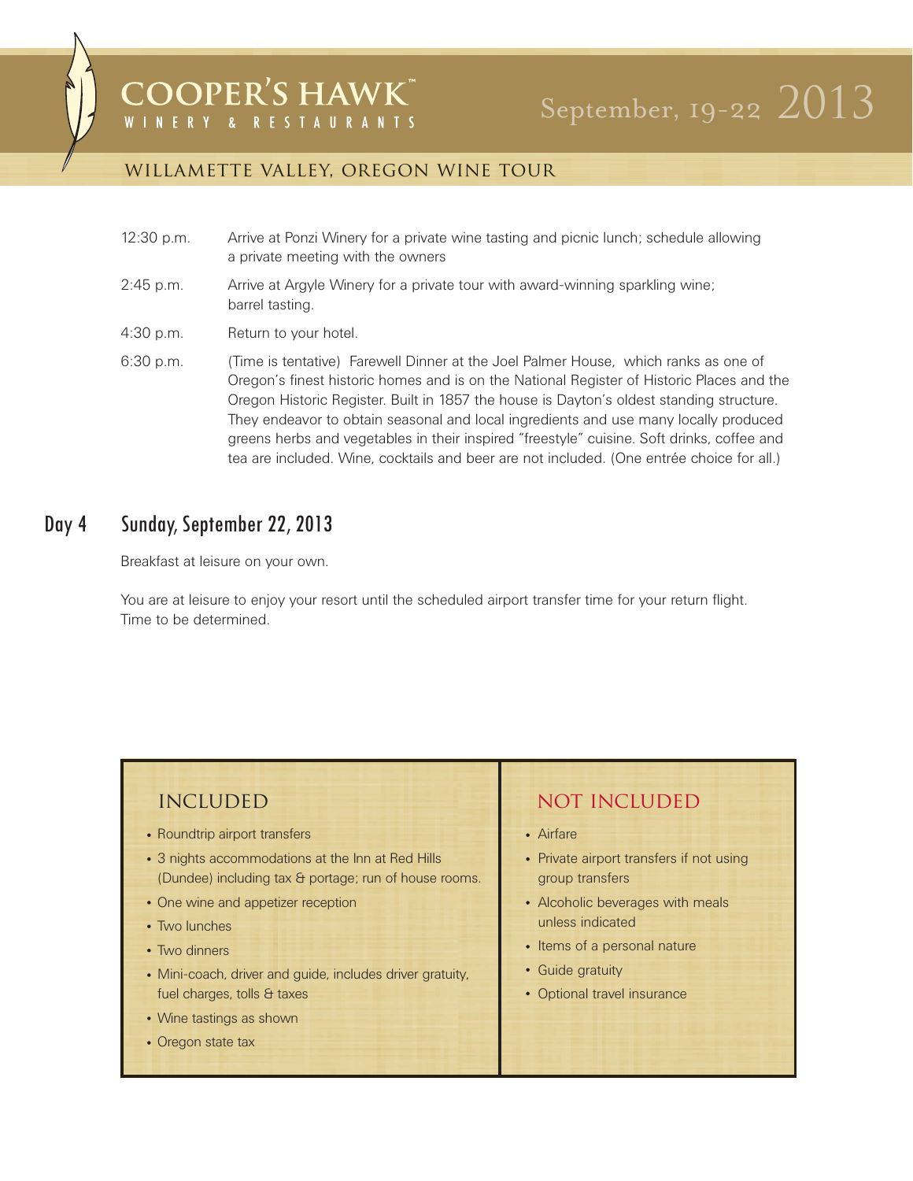12:30 p.m. — Arrive at Ponzi Winery for a private wine tasting and picnic lunch; schedule allowing a private meeting with the owners

2:45 p.m. — Arrive at Argyle Winery for a private tour with award-winning sparkling wine; barrel tasting.

4:30 p.m. — Return to your hotel.

6:30 p.m. — (Time is tentative) Farewell Dinner at the Joel Palmer House, which ranks as one of Oregon's finest historic homes and is on the National Register of Historic Places and the Oregon Historic Register. Built in 1857 the house is Dayton's oldest standing structure. They endeavor to obtain seasonal and local ingredients and use many locally produced greens herbs and vegetables in their inspired "freestyle" cuisine. Soft drinks, coffee and tea are included. Wine, cocktails and beer are not included. (One entrée choice for all.)

## Day 4 Sunday, September 22, 2013

Breakfast at leisure on your own.

You are at leisure to enjoy your resort until the scheduled airport transfer time for your return flight. Time to be determined.

### INCLUDED

- Roundtrip airport transfers
- 3 nights accommodations at the Inn at Red Hills (Dundee) including tax & portage; run of house rooms.
- One wine and appetizer reception
- Two lunches
- Two dinners
- Mini-coach, driver and guide, includes driver gratuity, fuel charges, tolls & taxes
- Wine tastings as shown
- Oregon state tax

### NOT INCLUDED

- Airfare
- Private airport transfers if not using group transfers
- Alcoholic beverages with meals unless indicated
- Items of a personal nature
- Guide gratuity
- Optional travel insurance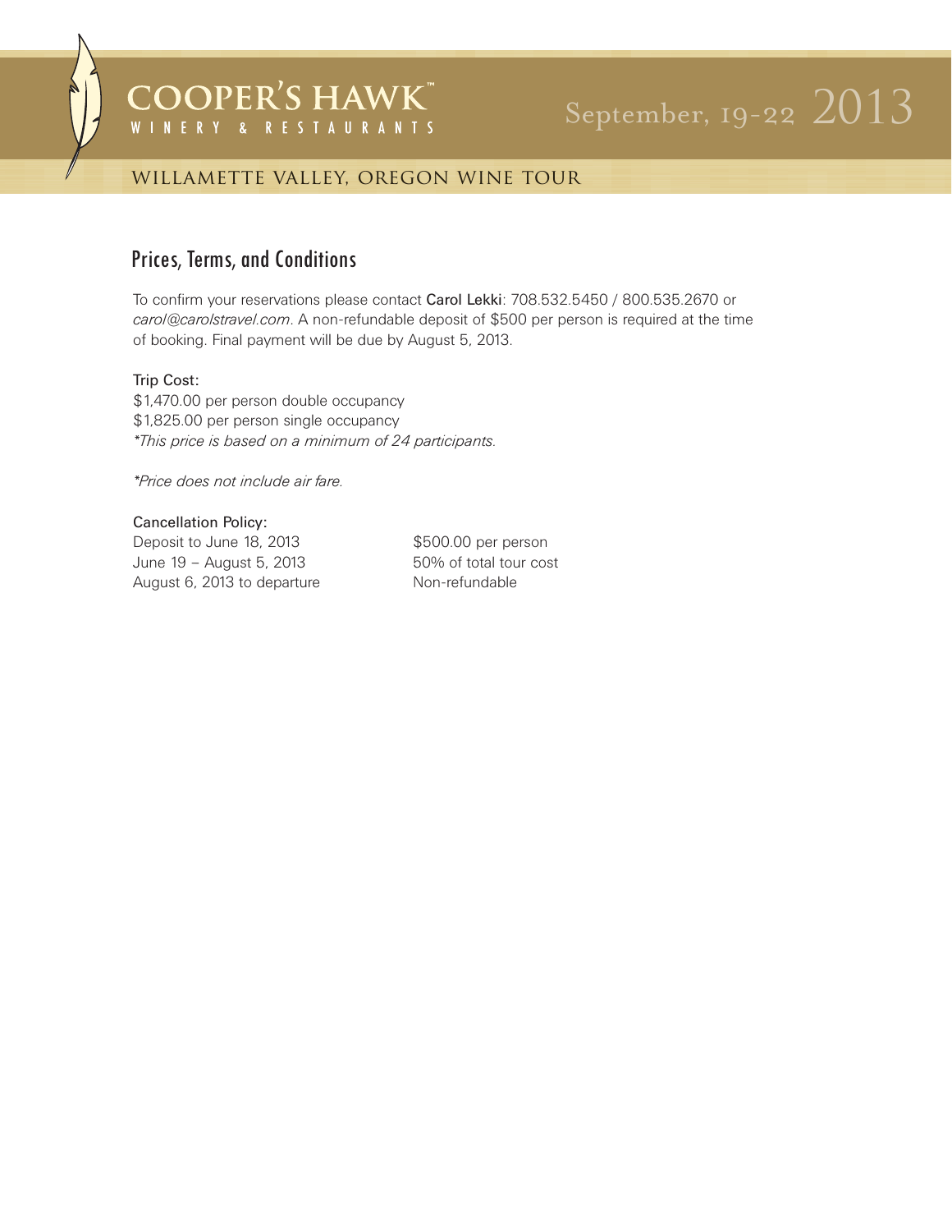# COOPER'S HAWK™
WINERY & RESTAURANTS

September, 19-22 2013

WILLAMETTE VALLEY, OREGON WINE TOUR

## Prices, Terms, and Conditions

To confirm your reservations please contact **Carol Lekki**: 708.532.5450 / 800.535.2670 or *carol@carolstravel.com*. A non-refundable deposit of $500 per person is required at the time of booking. Final payment will be due by August 5, 2013.

Trip Cost:
$1,470.00 per person double occupancy
$1,825.00 per person single occupancy
*\*This price is based on a minimum of 24 participants.*

*\*Price does not include air fare.*

Cancellation Policy:

| | |
|---|---|
| Deposit to June 18, 2013 | $500.00 per person |
| June 19 – August 5, 2013 | 50% of total tour cost |
| August 6, 2013 to departure | Non-refundable |